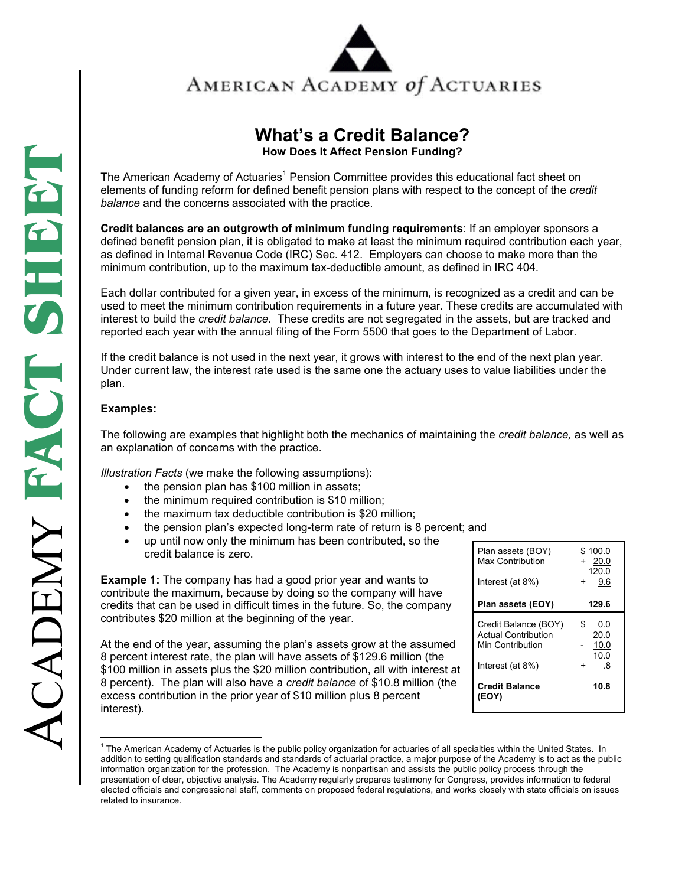AMERICAN ACADEMY *of* ACTUARIES

ACADEMY FACT SHEET

# What's a Credit Balance?

### How Does It Affect Pension Funding?

The American Academy of Actuaries[1] Pension Committee provides this educational fact sheet on elements of funding reform for defined benefit pension plans with respect to the concept of the *credit balance* and the concerns associated with the practice.

**Credit balances are an outgrowth of minimum funding requirements**: If an employer sponsors a defined benefit pension plan, it is obligated to make at least the minimum required contribution each year, as defined in Internal Revenue Code (IRC) Sec. 412. Employers can choose to make more than the minimum contribution, up to the maximum tax-deductible amount, as defined in IRC 404.

Each dollar contributed for a given year, in excess of the minimum, is recognized as a credit and can be used to meet the minimum contribution requirements in a future year. These credits are accumulated with interest to build the *credit balance*. These credits are not segregated in the assets, but are tracked and reported each year with the annual filing of the Form 5500 that goes to the Department of Labor.

If the credit balance is not used in the next year, it grows with interest to the end of the next plan year. Under current law, the interest rate used is the same one the actuary uses to value liabilities under the plan.

**Examples:**

The following are examples that highlight both the mechanics of maintaining the *credit balance,* as well as an explanation of concerns with the practice.

*Illustration Facts* (we make the following assumptions):

- the pension plan has $100 million in assets;
- the minimum required contribution is $10 million;
- the maximum tax deductible contribution is $20 million;
- the pension plan's expected long-term rate of return is 8 percent; and
- up until now only the minimum has been contributed, so the credit balance is zero.

**Example 1:** The company has had a good prior year and wants to contribute the maximum, because by doing so the company will have credits that can be used in difficult times in the future. So, the company contributes $20 million at the beginning of the year.

At the end of the year, assuming the plan's assets grow at the assumed 8 percent interest rate, the plan will have assets of $129.6 million (the $100 million in assets plus the $20 million contribution, all with interest at 8 percent). The plan will also have a *credit balance* of $10.8 million (the excess contribution in the prior year of $10 million plus 8 percent interest).

| | |
|---|---|
| Plan assets (BOY) | $ 100.0 |
| Max Contribution | + 20.0 |
| | 120.0 |
| Interest (at 8%) | + 9.6 |
| **Plan assets (EOY)** | **129.6** |
| Credit Balance (BOY) | $ 0.0 |
| Actual Contribution | 20.0 |
| Min Contribution | - 10.0 |
| | 10.0 |
| Interest (at 8%) | + .8 |
| **Credit Balance (EOY)** | **10.8** |

[1] The American Academy of Actuaries is the public policy organization for actuaries of all specialties within the United States. In addition to setting qualification standards and standards of actuarial practice, a major purpose of the Academy is to act as the public information organization for the profession. The Academy is nonpartisan and assists the public policy process through the presentation of clear, objective analysis. The Academy regularly prepares testimony for Congress, provides information to federal elected officials and congressional staff, comments on proposed federal regulations, and works closely with state officials on issues related to insurance.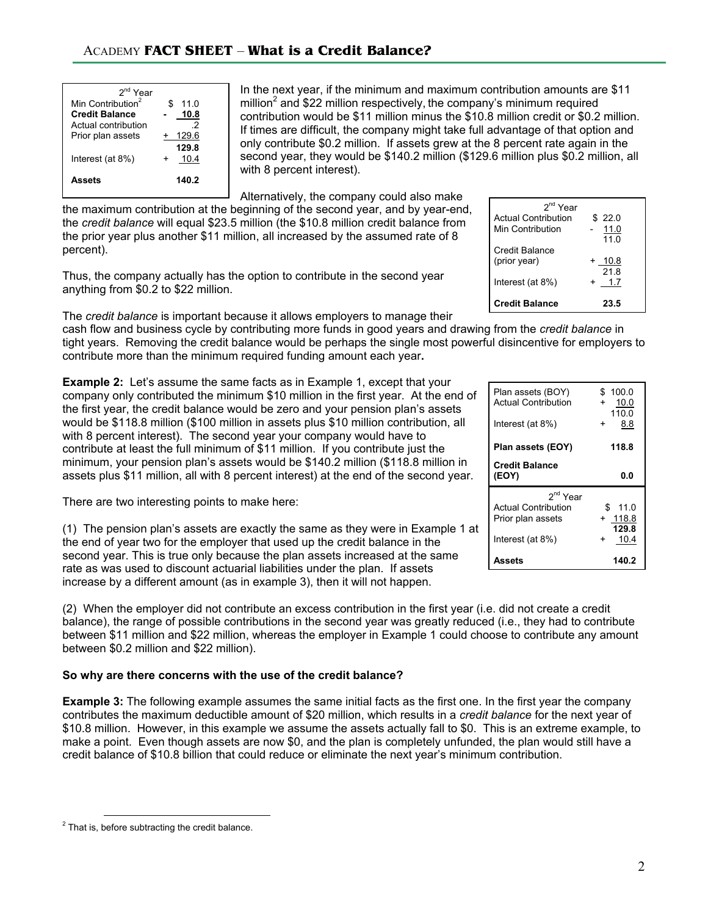| 2nd Year | |
|---|---|
| Min Contribution[2] | $ 11.0 |
| **Credit Balance** | **- 10.8** |
| Actual contribution | .2 |
| Prior plan assets | + 129.6 |
| | **129.8** |
| Interest (at 8%) | + 10.4 |
| **Assets** | **140.2** |

In the next year, if the minimum and maximum contribution amounts are $11 million[2] and $22 million respectively, the company's minimum required contribution would be $11 million minus the $10.8 million credit or $0.2 million. If times are difficult, the company might take full advantage of that option and only contribute $0.2 million. If assets grew at the 8 percent rate again in the second year, they would be $140.2 million ($129.6 million plus $0.2 million, all with 8 percent interest).

Alternatively, the company could also make the maximum contribution at the beginning of the second year, and by year-end, the *credit balance* will equal $23.5 million (the $10.8 million credit balance from the prior year plus another $11 million, all increased by the assumed rate of 8 percent).

| 2nd Year | |
|---|---|
| Actual Contribution | $ 22.0 |
| Min Contribution | - 11.0 |
| | 11.0 |
| Credit Balance (prior year) | + 10.8 |
| | 21.8 |
| Interest (at 8%) | + 1.7 |
| **Credit Balance** | **23.5** |

Thus, the company actually has the option to contribute in the second year anything from $0.2 to $22 million.

The *credit balance* is important because it allows employers to manage their cash flow and business cycle by contributing more funds in good years and drawing from the *credit balance* in tight years. Removing the credit balance would be perhaps the single most powerful disincentive for employers to contribute more than the minimum required funding amount each year**.**

**Example 2:** Let's assume the same facts as in Example 1, except that your company only contributed the minimum $10 million in the first year. At the end of the first year, the credit balance would be zero and your pension plan's assets would be $118.8 million ($100 million in assets plus $10 million contribution, all with 8 percent interest). The second year your company would have to contribute at least the full minimum of $11 million. If you contribute just the minimum, your pension plan's assets would be $140.2 million ($118.8 million in assets plus $11 million, all with 8 percent interest) at the end of the second year.

| | |
|---|---|
| Plan assets (BOY) | $ 100.0 |
| Actual Contribution | + 10.0 |
| | 110.0 |
| Interest (at 8%) | + 8.8 |
| **Plan assets (EOY)** | **118.8** |
| **Credit Balance (EOY)** | **0.0** |

| 2nd Year | |
|---|---|
| Actual Contribution | $ 11.0 |
| Prior plan assets | + 118.8 |
| | **129.8** |
| Interest (at 8%) | + 10.4 |
| **Assets** | **140.2** |

There are two interesting points to make here:

(1) The pension plan's assets are exactly the same as they were in Example 1 at the end of year two for the employer that used up the credit balance in the second year. This is true only because the plan assets increased at the same rate as was used to discount actuarial liabilities under the plan. If assets increase by a different amount (as in example 3), then it will not happen.

(2) When the employer did not contribute an excess contribution in the first year (i.e. did not create a credit balance), the range of possible contributions in the second year was greatly reduced (i.e., they had to contribute between $11 million and $22 million, whereas the employer in Example 1 could choose to contribute any amount between $0.2 million and $22 million).

**So why are there concerns with the use of the credit balance?**

**Example 3:** The following example assumes the same initial facts as the first one. In the first year the company contributes the maximum deductible amount of $20 million, which results in a *credit balance* for the next year of $10.8 million. However, in this example we assume the assets actually fall to $0. This is an extreme example, to make a point. Even though assets are now $0, and the plan is completely unfunded, the plan would still have a credit balance of $10.8 billion that could reduce or eliminate the next year's minimum contribution.

---

[2] That is, before subtracting the credit balance.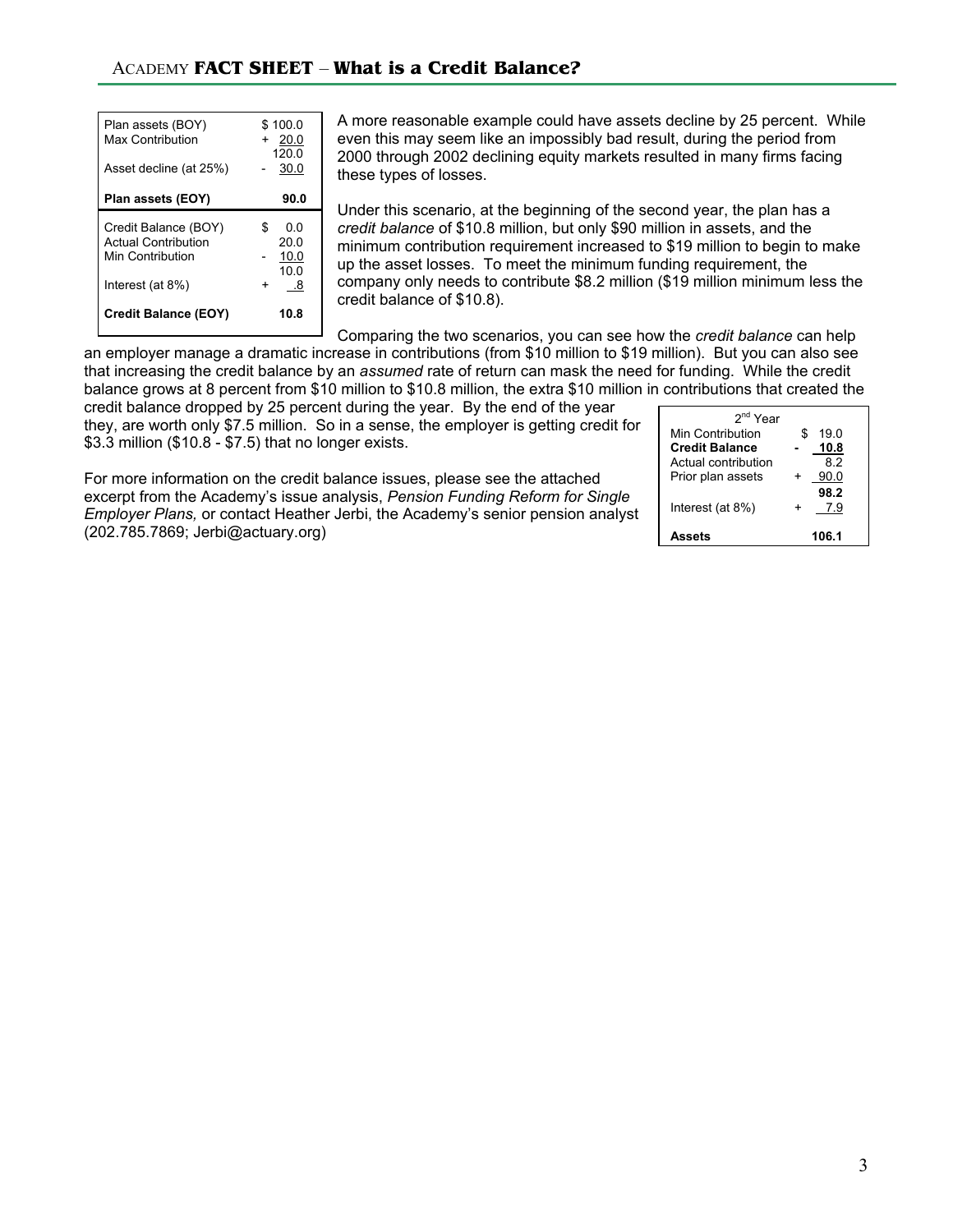| | |
|---|---|
| Plan assets (BOY) | $ 100.0 |
| Max Contribution | + 20.0 |
| | 120.0 |
| Asset decline (at 25%) | - 30.0 |
| **Plan assets (EOY)** | **90.0** |

| | |
|---|---|
| Credit Balance (BOY) | $ 0.0 |
| Actual Contribution | 20.0 |
| Min Contribution | - 10.0 |
| | 10.0 |
| Interest (at 8%) | + .8 |
| **Credit Balance (EOY)** | **10.8** |

A more reasonable example could have assets decline by 25 percent. While even this may seem like an impossibly bad result, during the period from 2000 through 2002 declining equity markets resulted in many firms facing these types of losses.

Under this scenario, at the beginning of the second year, the plan has a *credit balance* of $10.8 million, but only $90 million in assets, and the minimum contribution requirement increased to $19 million to begin to make up the asset losses. To meet the minimum funding requirement, the company only needs to contribute $8.2 million ($19 million minimum less the credit balance of $10.8).

Comparing the two scenarios, you can see how the *credit balance* can help an employer manage a dramatic increase in contributions (from $10 million to $19 million). But you can also see that increasing the credit balance by an *assumed* rate of return can mask the need for funding. While the credit balance grows at 8 percent from $10 million to $10.8 million, the extra $10 million in contributions that created the credit balance dropped by 25 percent during the year. By the end of the year they, are worth only $7.5 million. So in a sense, the employer is getting credit for $3.3 million ($10.8 - $7.5) that no longer exists.

| 2nd Year | |
|---|---|
| Min Contribution | $ 19.0 |
| **Credit Balance** | **- 10.8** |
| Actual contribution | 8.2 |
| Prior plan assets | + 90.0 |
| | **98.2** |
| Interest (at 8%) | + 7.9 |
| **Assets** | **106.1** |

For more information on the credit balance issues, please see the attached excerpt from the Academy's issue analysis, *Pension Funding Reform for Single Employer Plans,* or contact Heather Jerbi, the Academy's senior pension analyst (202.785.7869; Jerbi@actuary.org)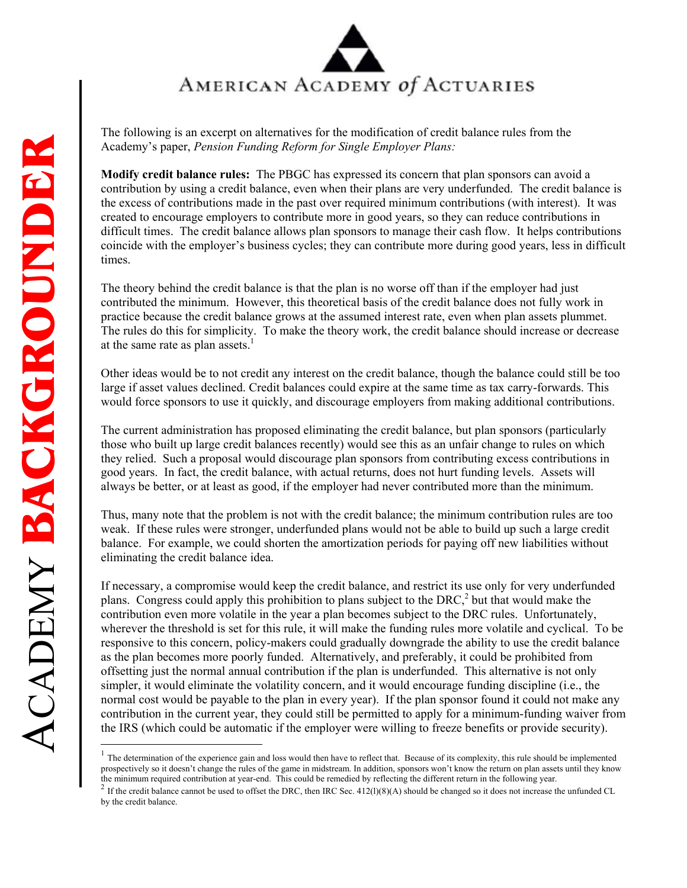# AMERICAN ACADEMY *of* ACTUARIES

ACADEMY **BACKGROUNDER**

The following is an excerpt on alternatives for the modification of credit balance rules from the Academy's paper, *Pension Funding Reform for Single Employer Plans:*

**Modify credit balance rules:** The PBGC has expressed its concern that plan sponsors can avoid a contribution by using a credit balance, even when their plans are very underfunded. The credit balance is the excess of contributions made in the past over required minimum contributions (with interest). It was created to encourage employers to contribute more in good years, so they can reduce contributions in difficult times. The credit balance allows plan sponsors to manage their cash flow. It helps contributions coincide with the employer's business cycles; they can contribute more during good years, less in difficult times.

The theory behind the credit balance is that the plan is no worse off than if the employer had just contributed the minimum. However, this theoretical basis of the credit balance does not fully work in practice because the credit balance grows at the assumed interest rate, even when plan assets plummet. The rules do this for simplicity. To make the theory work, the credit balance should increase or decrease at the same rate as plan assets.[1]

Other ideas would be to not credit any interest on the credit balance, though the balance could still be too large if asset values declined. Credit balances could expire at the same time as tax carry-forwards. This would force sponsors to use it quickly, and discourage employers from making additional contributions.

The current administration has proposed eliminating the credit balance, but plan sponsors (particularly those who built up large credit balances recently) would see this as an unfair change to rules on which they relied. Such a proposal would discourage plan sponsors from contributing excess contributions in good years. In fact, the credit balance, with actual returns, does not hurt funding levels. Assets will always be better, or at least as good, if the employer had never contributed more than the minimum.

Thus, many note that the problem is not with the credit balance; the minimum contribution rules are too weak. If these rules were stronger, underfunded plans would not be able to build up such a large credit balance. For example, we could shorten the amortization periods for paying off new liabilities without eliminating the credit balance idea.

If necessary, a compromise would keep the credit balance, and restrict its use only for very underfunded plans. Congress could apply this prohibition to plans subject to the DRC,[2] but that would make the contribution even more volatile in the year a plan becomes subject to the DRC rules. Unfortunately, wherever the threshold is set for this rule, it will make the funding rules more volatile and cyclical. To be responsive to this concern, policy-makers could gradually downgrade the ability to use the credit balance as the plan becomes more poorly funded. Alternatively, and preferably, it could be prohibited from offsetting just the normal annual contribution if the plan is underfunded. This alternative is not only simpler, it would eliminate the volatility concern, and it would encourage funding discipline (i.e., the normal cost would be payable to the plan in every year). If the plan sponsor found it could not make any contribution in the current year, they could still be permitted to apply for a minimum-funding waiver from the IRS (which could be automatic if the employer were willing to freeze benefits or provide security).

---

[1] The determination of the experience gain and loss would then have to reflect that. Because of its complexity, this rule should be implemented prospectively so it doesn't change the rules of the game in midstream. In addition, sponsors won't know the return on plan assets until they know the minimum required contribution at year-end. This could be remedied by reflecting the different return in the following year.

[2] If the credit balance cannot be used to offset the DRC, then IRC Sec. 412(l)(8)(A) should be changed so it does not increase the unfunded CL by the credit balance.